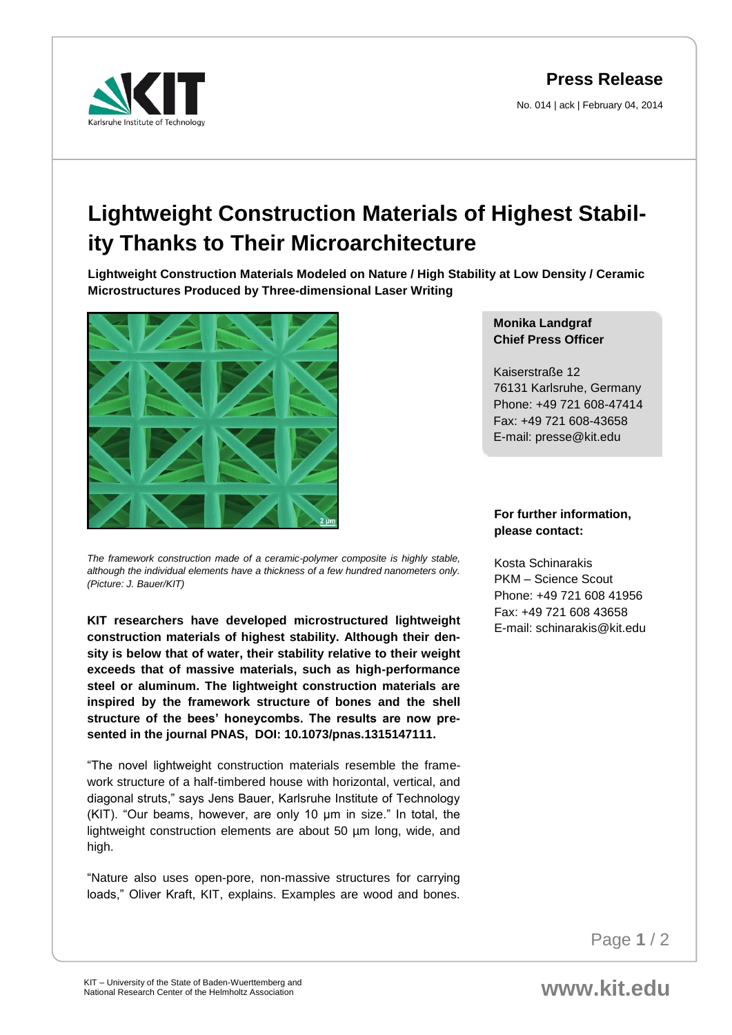**Press Release**

No. 014 | ack | February 04, 2014

# Lightweight Construction Materials of Highest Stability Thanks to Their Microarchitecture

**Lightweight Construction Materials Modeled on Nature / High Stability at Low Density / Ceramic Microstructures Produced by Three-dimensional Laser Writing**

*The framework construction made of a ceramic-polymer composite is highly stable, although the individual elements have a thickness of a few hundred nanometers only. (Picture: J. Bauer/KIT)*

**KIT researchers have developed microstructured lightweight construction materials of highest stability. Although their density is below that of water, their stability relative to their weight exceeds that of massive materials, such as high-performance steel or aluminum. The lightweight construction materials are inspired by the framework structure of bones and the shell structure of the bees' honeycombs. The results are now presented in the journal PNAS, DOI: 10.1073/pnas.1315147111.**

"The novel lightweight construction materials resemble the framework structure of a half-timbered house with horizontal, vertical, and diagonal struts," says Jens Bauer, Karlsruhe Institute of Technology (KIT). "Our beams, however, are only 10 µm in size." In total, the lightweight construction elements are about 50 µm long, wide, and high.

"Nature also uses open-pore, non-massive structures for carrying loads," Oliver Kraft, KIT, explains. Examples are wood and bones.

**Monika Landgraf**
**Chief Press Officer**

Kaiserstraße 12
76131 Karlsruhe, Germany
Phone: +49 721 608-47414
Fax: +49 721 608-43658
E-mail: presse@kit.edu

**For further information, please contact:**

Kosta Schinarakis
PKM – Science Scout
Phone: +49 721 608 41956
Fax: +49 721 608 43658
E-mail: schinarakis@kit.edu

KIT – University of the State of Baden-Wuerttemberg and National Research Center of the Helmholtz Association

www.kit.edu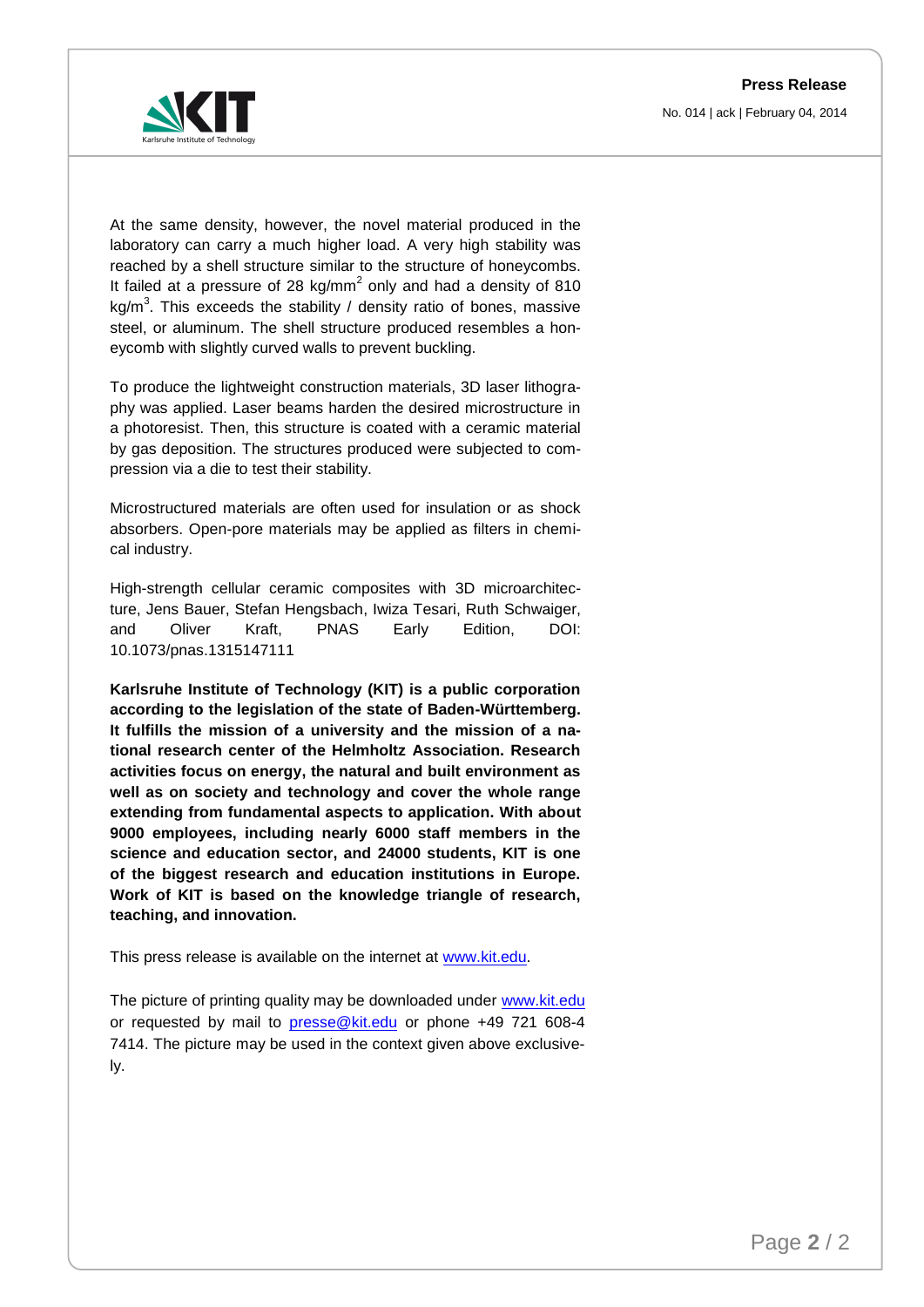At the same density, however, the novel material produced in the laboratory can carry a much higher load. A very high stability was reached by a shell structure similar to the structure of honeycombs. It failed at a pressure of 28 $kg/mm^2$ only and had a density of 810 $kg/m^3$. This exceeds the stability / density ratio of bones, massive steel, or aluminum. The shell structure produced resembles a honeycomb with slightly curved walls to prevent buckling.

To produce the lightweight construction materials, 3D laser lithography was applied. Laser beams harden the desired microstructure in a photoresist. Then, this structure is coated with a ceramic material by gas deposition. The structures produced were subjected to compression via a die to test their stability.

Microstructured materials are often used for insulation or as shock absorbers. Open-pore materials may be applied as filters in chemical industry.

High-strength cellular ceramic composites with 3D microarchitecture, Jens Bauer, Stefan Hengsbach, Iwiza Tesari, Ruth Schwaiger, and Oliver Kraft, PNAS Early Edition, DOI: 10.1073/pnas.1315147111

**Karlsruhe Institute of Technology (KIT) is a public corporation according to the legislation of the state of Baden-Württemberg. It fulfills the mission of a university and the mission of a national research center of the Helmholtz Association. Research activities focus on energy, the natural and built environment as well as on society and technology and cover the whole range extending from fundamental aspects to application. With about 9000 employees, including nearly 6000 staff members in the science and education sector, and 24000 students, KIT is one of the biggest research and education institutions in Europe. Work of KIT is based on the knowledge triangle of research, teaching, and innovation.**

This press release is available on the internet at www.kit.edu.

The picture of printing quality may be downloaded under www.kit.edu or requested by mail to presse@kit.edu or phone +49 721 608-4 7414. The picture may be used in the context given above exclusively.